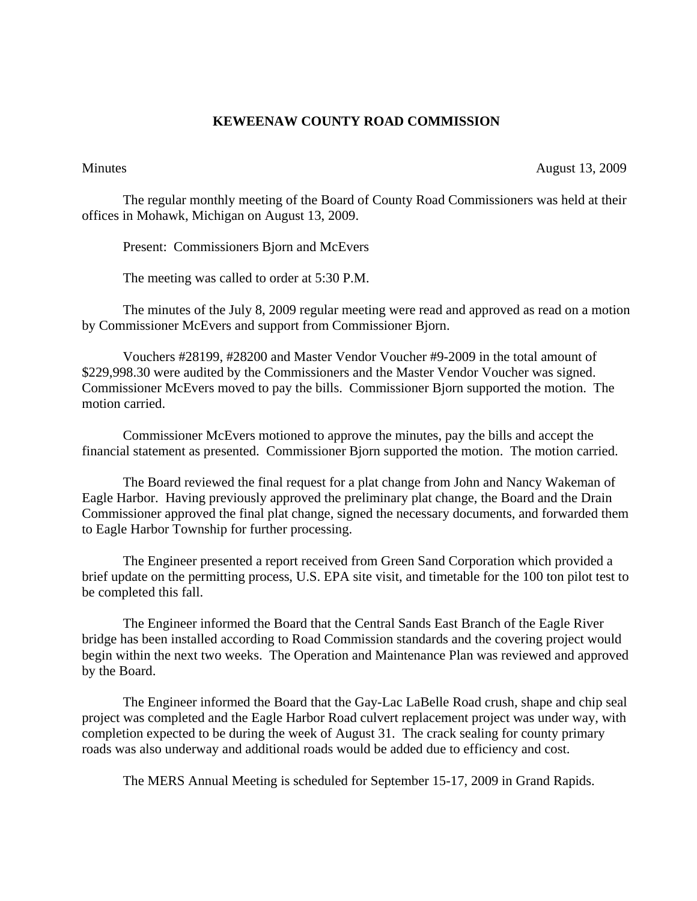# KEWEENAW COUNTY ROAD COMMISSION

Minutes August 13, 2009

The regular monthly meeting of the Board of County Road Commissioners was held at their offices in Mohawk, Michigan on August 13, 2009.

Present: Commissioners Bjorn and McEvers

The meeting was called to order at 5:30 P.M.

The minutes of the July 8, 2009 regular meeting were read and approved as read on a motion by Commissioner McEvers and support from Commissioner Bjorn.

Vouchers #28199, #28200 and Master Vendor Voucher #9-2009 in the total amount of $229,998.30 were audited by the Commissioners and the Master Vendor Voucher was signed. Commissioner McEvers moved to pay the bills. Commissioner Bjorn supported the motion. The motion carried.

Commissioner McEvers motioned to approve the minutes, pay the bills and accept the financial statement as presented. Commissioner Bjorn supported the motion. The motion carried.

The Board reviewed the final request for a plat change from John and Nancy Wakeman of Eagle Harbor. Having previously approved the preliminary plat change, the Board and the Drain Commissioner approved the final plat change, signed the necessary documents, and forwarded them to Eagle Harbor Township for further processing.

The Engineer presented a report received from Green Sand Corporation which provided a brief update on the permitting process, U.S. EPA site visit, and timetable for the 100 ton pilot test to be completed this fall.

The Engineer informed the Board that the Central Sands East Branch of the Eagle River bridge has been installed according to Road Commission standards and the covering project would begin within the next two weeks. The Operation and Maintenance Plan was reviewed and approved by the Board.

The Engineer informed the Board that the Gay-Lac LaBelle Road crush, shape and chip seal project was completed and the Eagle Harbor Road culvert replacement project was under way, with completion expected to be during the week of August 31. The crack sealing for county primary roads was also underway and additional roads would be added due to efficiency and cost.

The MERS Annual Meeting is scheduled for September 15-17, 2009 in Grand Rapids.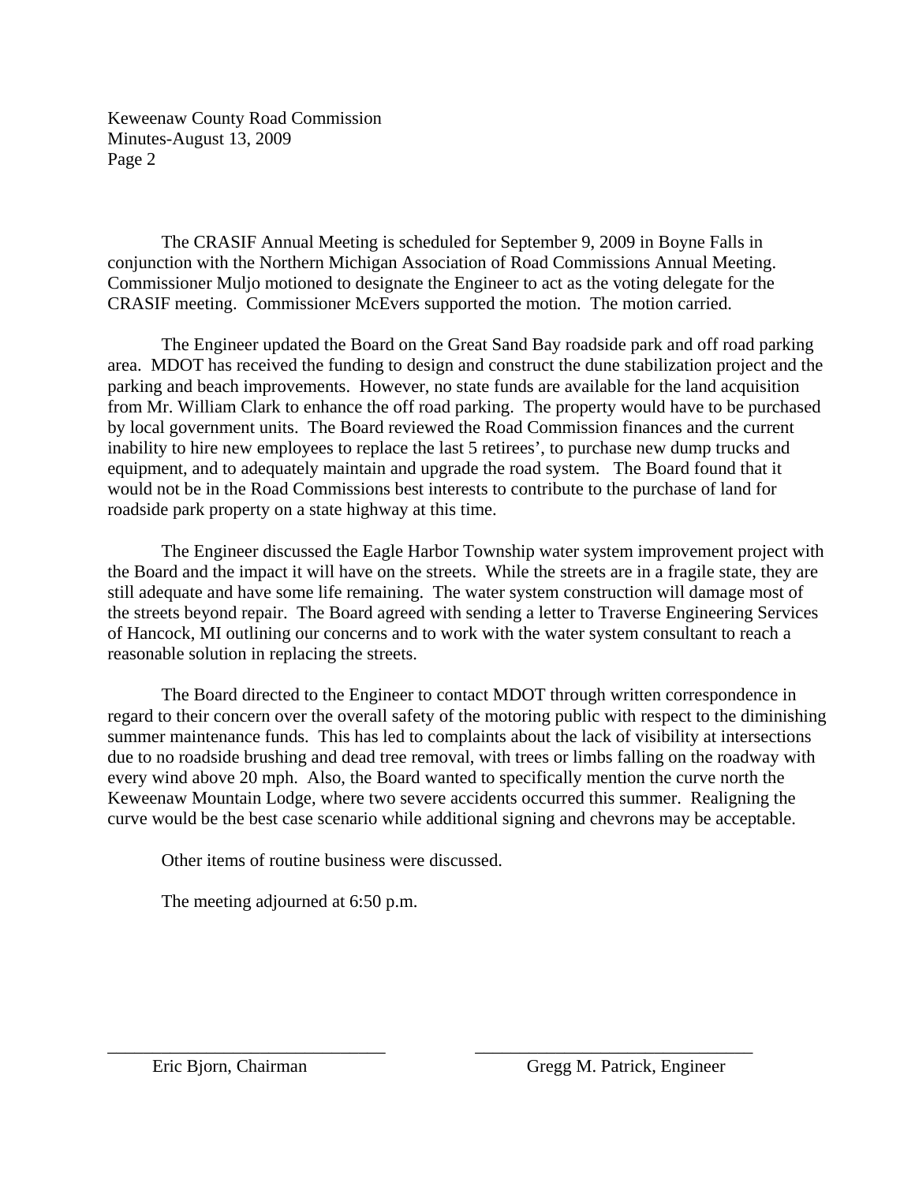The CRASIF Annual Meeting is scheduled for September 9, 2009 in Boyne Falls in conjunction with the Northern Michigan Association of Road Commissions Annual Meeting. Commissioner Muljo motioned to designate the Engineer to act as the voting delegate for the CRASIF meeting. Commissioner McEvers supported the motion. The motion carried.

The Engineer updated the Board on the Great Sand Bay roadside park and off road parking area. MDOT has received the funding to design and construct the dune stabilization project and the parking and beach improvements. However, no state funds are available for the land acquisition from Mr. William Clark to enhance the off road parking. The property would have to be purchased by local government units. The Board reviewed the Road Commission finances and the current inability to hire new employees to replace the last 5 retirees', to purchase new dump trucks and equipment, and to adequately maintain and upgrade the road system. The Board found that it would not be in the Road Commissions best interests to contribute to the purchase of land for roadside park property on a state highway at this time.

The Engineer discussed the Eagle Harbor Township water system improvement project with the Board and the impact it will have on the streets. While the streets are in a fragile state, they are still adequate and have some life remaining. The water system construction will damage most of the streets beyond repair. The Board agreed with sending a letter to Traverse Engineering Services of Hancock, MI outlining our concerns and to work with the water system consultant to reach a reasonable solution in replacing the streets.

The Board directed to the Engineer to contact MDOT through written correspondence in regard to their concern over the overall safety of the motoring public with respect to the diminishing summer maintenance funds. This has led to complaints about the lack of visibility at intersections due to no roadside brushing and dead tree removal, with trees or limbs falling on the roadway with every wind above 20 mph. Also, the Board wanted to specifically mention the curve north the Keweenaw Mountain Lodge, where two severe accidents occurred this summer. Realigning the curve would be the best case scenario while additional signing and chevrons may be acceptable.

Other items of routine business were discussed.

The meeting adjourned at 6:50 p.m.

\_\_\_\_\_\_\_\_\_\_\_\_\_\_\_\_\_\_\_\_\_\_\_\_\_\_\_\_\_\_
Eric Bjorn, Chairman

\_\_\_\_\_\_\_\_\_\_\_\_\_\_\_\_\_\_\_\_\_\_\_\_\_\_\_\_\_\_
Gregg M. Patrick, Engineer